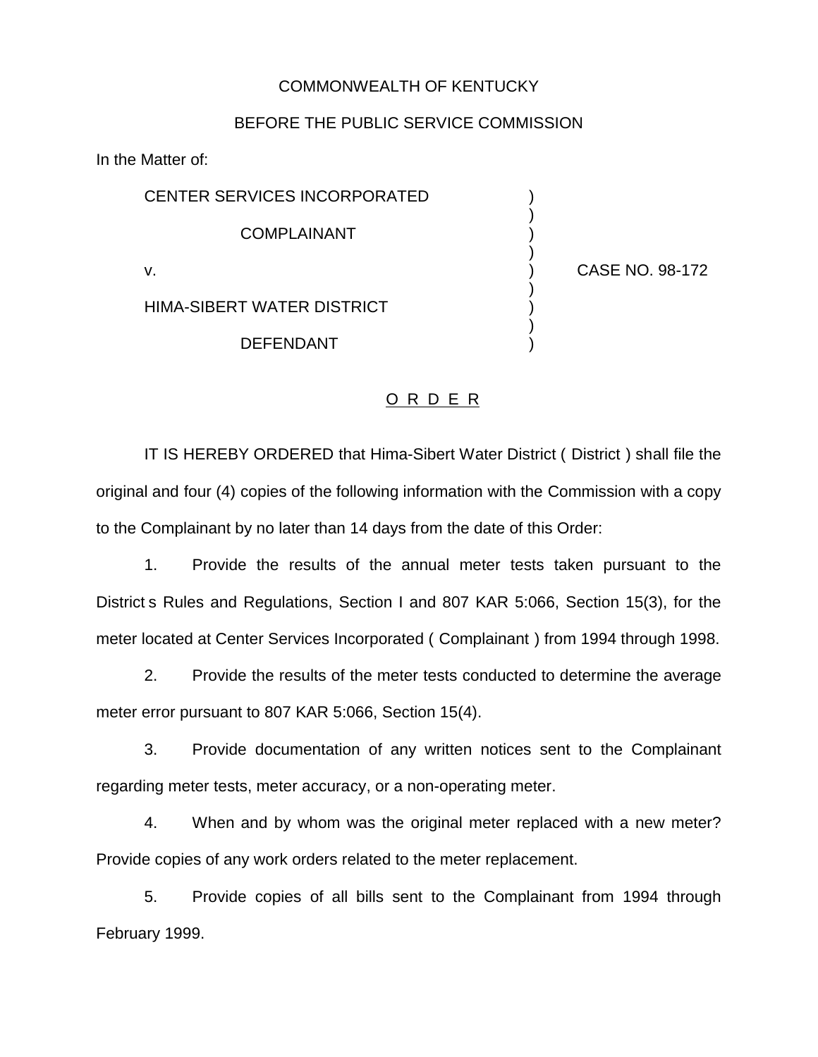COMMONWEALTH OF KENTUCKY

BEFORE THE PUBLIC SERVICE COMMISSION

In the Matter of:

| | | |
|---|---|---|
| CENTER SERVICES INCORPORATED<br><br>COMPLAINANT<br><br>v.<br><br>HIMA-SIBERT WATER DISTRICT<br><br>DEFENDANT | ) | CASE NO. 98-172 |

## O R D E R

IT IS HEREBY ORDERED that Hima-Sibert Water District ( District ) shall file the original and four (4) copies of the following information with the Commission with a copy to the Complainant by no later than 14 days from the date of this Order:

1. Provide the results of the annual meter tests taken pursuant to the District s Rules and Regulations, Section I and 807 KAR 5:066, Section 15(3), for the meter located at Center Services Incorporated ( Complainant ) from 1994 through 1998.

2. Provide the results of the meter tests conducted to determine the average meter error pursuant to 807 KAR 5:066, Section 15(4).

3. Provide documentation of any written notices sent to the Complainant regarding meter tests, meter accuracy, or a non-operating meter.

4. When and by whom was the original meter replaced with a new meter? Provide copies of any work orders related to the meter replacement.

5. Provide copies of all bills sent to the Complainant from 1994 through February 1999.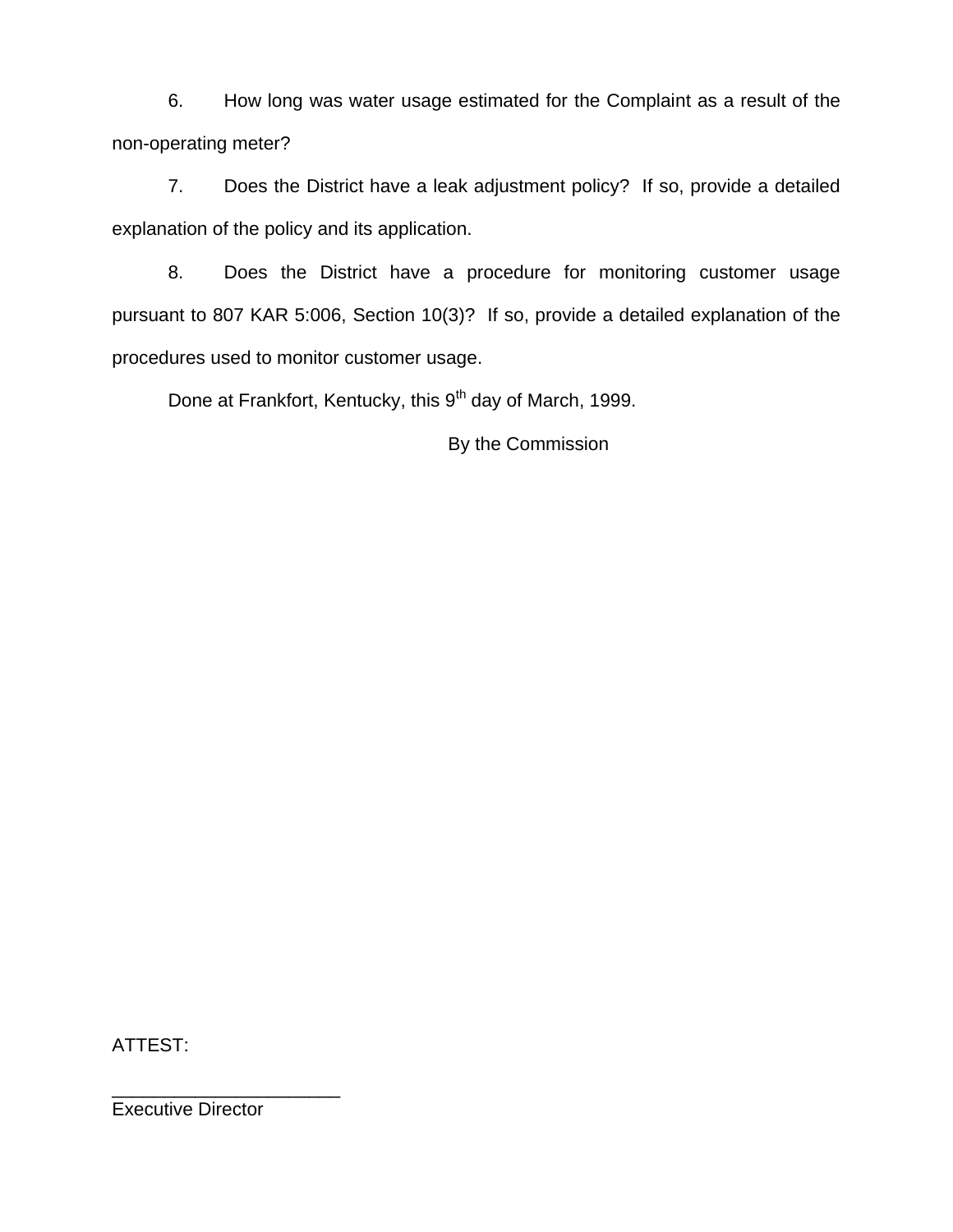6. How long was water usage estimated for the Complaint as a result of the non-operating meter?

7. Does the District have a leak adjustment policy? If so, provide a detailed explanation of the policy and its application.

8. Does the District have a procedure for monitoring customer usage pursuant to 807 KAR 5:006, Section 10(3)? If so, provide a detailed explanation of the procedures used to monitor customer usage.

Done at Frankfort, Kentucky, this 9th day of March, 1999.

By the Commission

ATTEST:

______________________
Executive Director